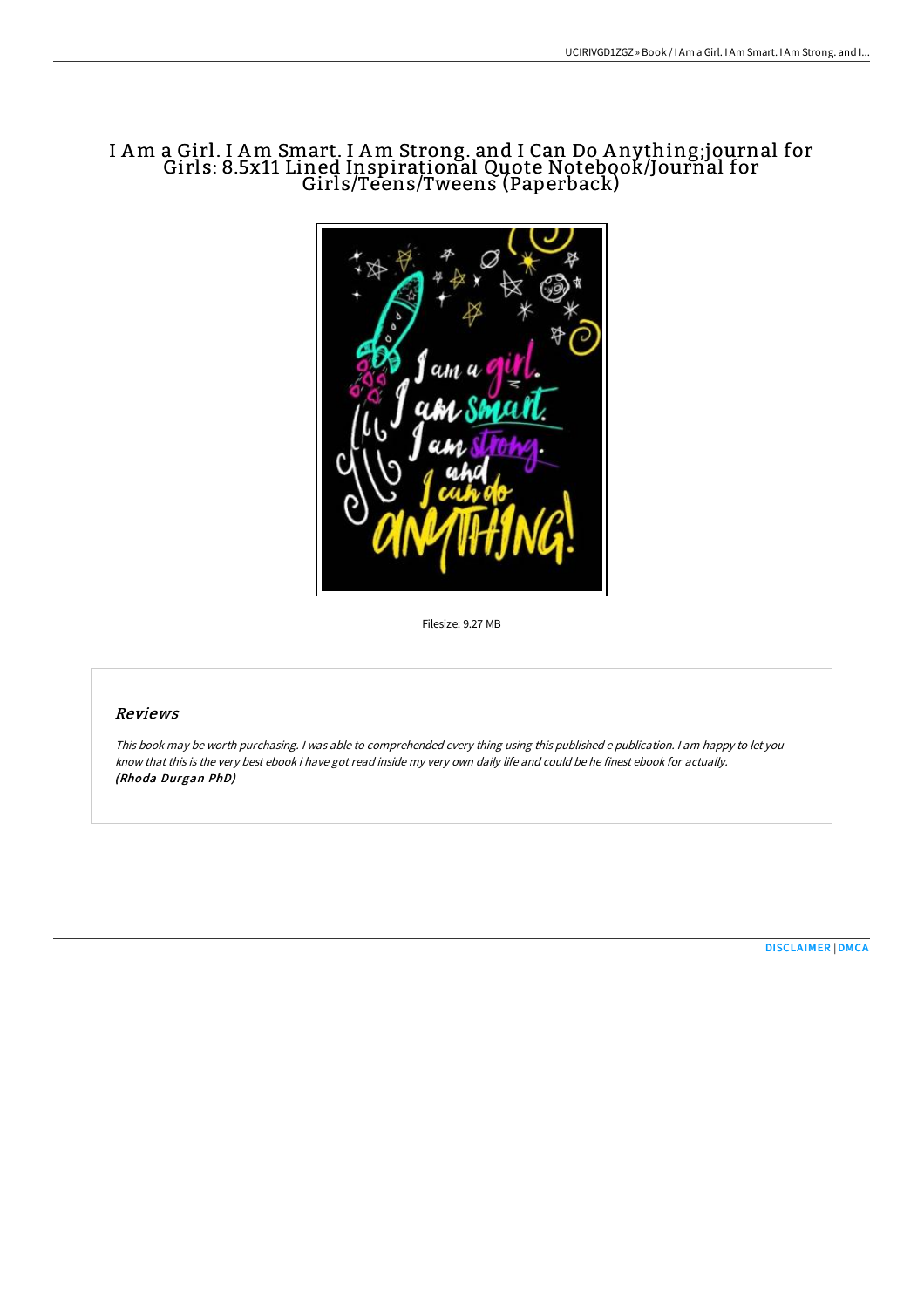# I Am a Girl. I Am Smart. I Am Strong. and I Can Do Anything;journal for Girls: 8.5x11 Lined Inspirational Quote Notebook/Journal for Girls/Teens/Tweens (Paperback)

Filesize: 9.27 MB

## Reviews

*This book may be worth purchasing. I was able to comprehended every thing using this published e publication. I am happy to let you know that this is the very best ebook i have got read inside my very own daily life and could be he finest ebook for actually.*
***(Rhoda Durgan PhD)***

DISCLAIMER | DMCA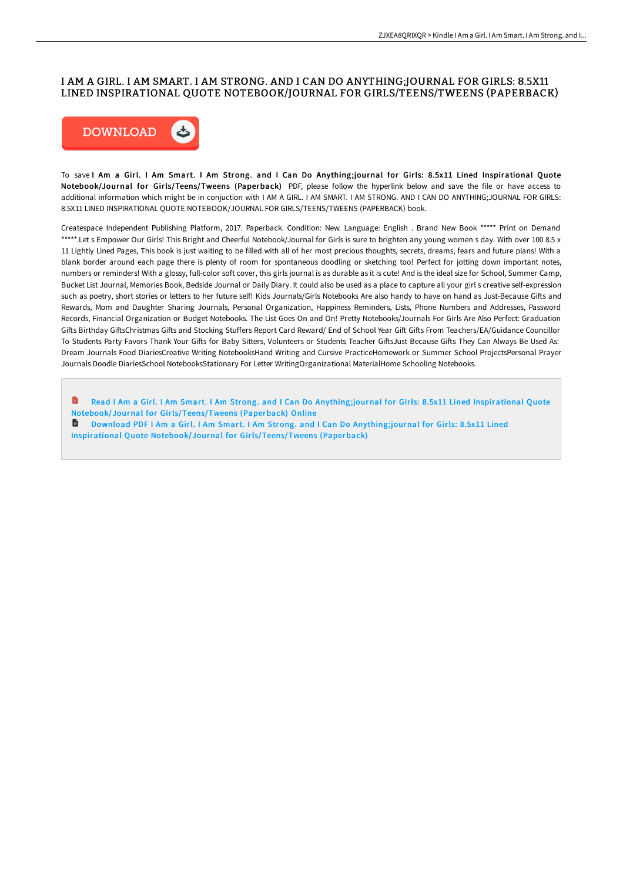# I AM A GIRL. I AM SMART. I AM STRONG. AND I CAN DO ANYTHING;JOURNAL FOR GIRLS: 8.5X11 LINED INSPIRATIONAL QUOTE NOTEBOOK/JOURNAL FOR GIRLS/TEENS/TWEENS (PAPERBACK)

DOWNLOAD

To save **I Am a Girl. I Am Smart. I Am Strong. and I Can Do Anything;journal for Girls: 8.5x11 Lined Inspirational Quote Notebook/Journal for Girls/Teens/Tweens (Paperback)** PDF, please follow the hyperlink below and save the file or have access to additional information which might be in conjuction with I AM A GIRL. I AM SMART. I AM STRONG. AND I CAN DO ANYTHING;JOURNAL FOR GIRLS: 8.5X11 LINED INSPIRATIONAL QUOTE NOTEBOOK/JOURNAL FOR GIRLS/TEENS/TWEENS (PAPERBACK) book.

Createspace Independent Publishing Platform, 2017. Paperback. Condition: New. Language: English . Brand New Book ***** Print on Demand *****.Let s Empower Our Girls! This Bright and Cheerful Notebook/Journal for Girls is sure to brighten any young women s day. With over 100 8.5 x 11 Lightly Lined Pages, This book is just waiting to be filled with all of her most precious thoughts, secrets, dreams, fears and future plans! With a blank border around each page there is plenty of room for spontaneous doodling or sketching too! Perfect for jotting down important notes, numbers or reminders! With a glossy, full-color soft cover, this girls journal is as durable as it is cute! And is the ideal size for School, Summer Camp, Bucket List Journal, Memories Book, Bedside Journal or Daily Diary. It could also be used as a place to capture all your girl s creative self-expression such as poetry, short stories or letters to her future self! Kids Journals/Girls Notebooks Are also handy to have on hand as Just-Because Gifts and Rewards, Mom and Daughter Sharing Journals, Personal Organization, Happiness Reminders, Lists, Phone Numbers and Addresses, Password Records, Financial Organization or Budget Notebooks. The List Goes On and On! Pretty Notebooks/Journals For Girls Are Also Perfect: Graduation Gifts Birthday GiftsChristmas Gifts and Stocking Stuffers Report Card Reward/ End of School Year Gift Gifts From Teachers/EA/Guidance Councillor To Students Party Favors Thank Your Gifts for Baby Sitters, Volunteers or Students Teacher GiftsJust Because Gifts They Can Always Be Used As: Dream Journals Food DiariesCreative Writing NotebooksHand Writing and Cursive PracticeHomework or Summer School ProjectsPersonal Prayer Journals Doodle DiariesSchool NotebooksStationary For Letter WritingOrganizational MaterialHome Schooling Notebooks.

- Read I Am a Girl. I Am Smart. I Am Strong. and I Can Do Anything;journal for Girls: 8.5x11 Lined Inspirational Quote Notebook/Journal for Girls/Teens/Tweens (Paperback) Online
- Download PDF I Am a Girl. I Am Smart. I Am Strong. and I Can Do Anything;journal for Girls: 8.5x11 Lined Inspirational Quote Notebook/Journal for Girls/Teens/Tweens (Paperback)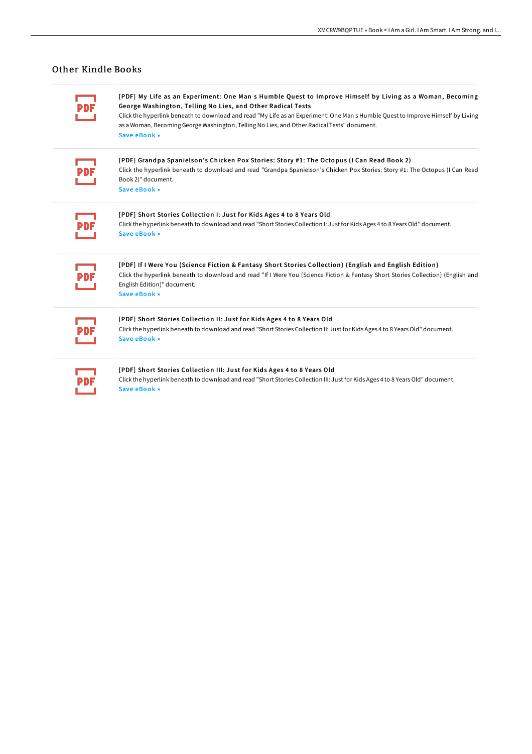## Other Kindle Books

[PDF] My Life as an Experiment: One Man s Humble Quest to Improve Himself by Living as a Woman, Becoming George Washington, Telling No Lies, and Other Radical Tests

Click the hyperlink beneath to download and read "My Life as an Experiment: One Man s Humble Quest to Improve Himself by Living as a Woman, Becoming George Washington, Telling No Lies, and Other Radical Tests" document.

Save eBook »

[PDF] Grandpa Spanielson's Chicken Pox Stories: Story #1: The Octopus (I Can Read Book 2)

Click the hyperlink beneath to download and read "Grandpa Spanielson's Chicken Pox Stories: Story #1: The Octopus (I Can Read Book 2)" document.

Save eBook »

[PDF] Short Stories Collection I: Just for Kids Ages 4 to 8 Years Old

Click the hyperlink beneath to download and read "Short Stories Collection I: Just for Kids Ages 4 to 8 Years Old" document.

Save eBook »

[PDF] If I Were You (Science Fiction & Fantasy Short Stories Collection) (English and English Edition)

Click the hyperlink beneath to download and read "If I Were You (Science Fiction & Fantasy Short Stories Collection) (English and English Edition)" document.

Save eBook »

[PDF] Short Stories Collection II: Just for Kids Ages 4 to 8 Years Old

Click the hyperlink beneath to download and read "Short Stories Collection II: Just for Kids Ages 4 to 8 Years Old" document.

Save eBook »

[PDF] Short Stories Collection III: Just for Kids Ages 4 to 8 Years Old

Click the hyperlink beneath to download and read "Short Stories Collection III: Just for Kids Ages 4 to 8 Years Old" document.

Save eBook »